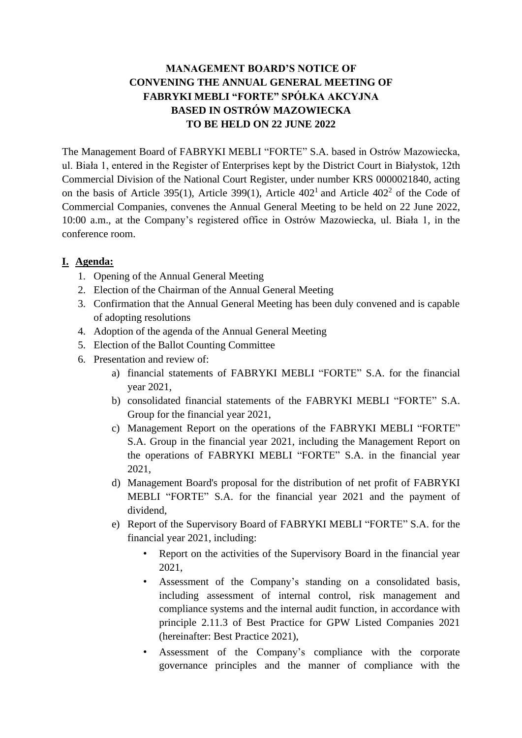# MANAGEMENT BOARD'S NOTICE OF CONVENING THE ANNUAL GENERAL MEETING OF FABRYKI MEBLI "FORTE" SPÓŁKA AKCYJNA BASED IN OSTRÓW MAZOWIECKA TO BE HELD ON 22 JUNE 2022

The Management Board of FABRYKI MEBLI "FORTE" S.A. based in Ostrów Mazowiecka, ul. Biała 1, entered in the Register of Enterprises kept by the District Court in Białystok, 12th Commercial Division of the National Court Register, under number KRS 0000021840, acting on the basis of Article 395(1), Article 399(1), Article 402[1] and Article 402[2] of the Code of Commercial Companies, convenes the Annual General Meeting to be held on 22 June 2022, 10:00 a.m., at the Company's registered office in Ostrów Mazowiecka, ul. Biała 1, in the conference room.

## I. Agenda:

1. Opening of the Annual General Meeting
2. Election of the Chairman of the Annual General Meeting
3. Confirmation that the Annual General Meeting has been duly convened and is capable of adopting resolutions
4. Adoption of the agenda of the Annual General Meeting
5. Election of the Ballot Counting Committee
6. Presentation and review of:
   a) financial statements of FABRYKI MEBLI "FORTE" S.A. for the financial year 2021,
   b) consolidated financial statements of the FABRYKI MEBLI "FORTE" S.A. Group for the financial year 2021,
   c) Management Report on the operations of the FABRYKI MEBLI "FORTE" S.A. Group in the financial year 2021, including the Management Report on the operations of FABRYKI MEBLI "FORTE" S.A. in the financial year 2021,
   d) Management Board's proposal for the distribution of net profit of FABRYKI MEBLI "FORTE" S.A. for the financial year 2021 and the payment of dividend,
   e) Report of the Supervisory Board of FABRYKI MEBLI "FORTE" S.A. for the financial year 2021, including:
      - Report on the activities of the Supervisory Board in the financial year 2021,
      - Assessment of the Company's standing on a consolidated basis, including assessment of internal control, risk management and compliance systems and the internal audit function, in accordance with principle 2.11.3 of Best Practice for GPW Listed Companies 2021 (hereinafter: Best Practice 2021),
      - Assessment of the Company's compliance with the corporate governance principles and the manner of compliance with the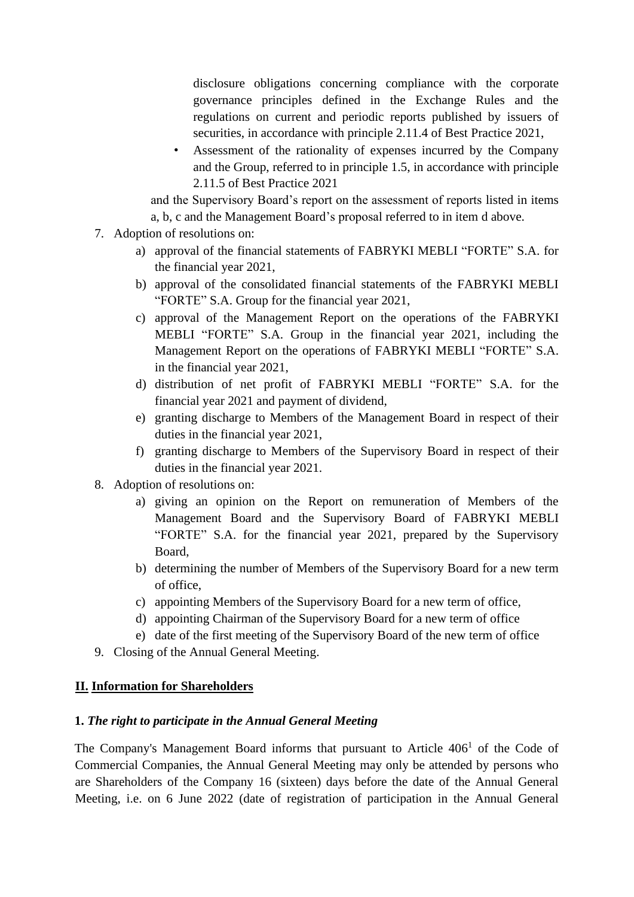disclosure obligations concerning compliance with the corporate governance principles defined in the Exchange Rules and the regulations on current and periodic reports published by issuers of securities, in accordance with principle 2.11.4 of Best Practice 2021,

- Assessment of the rationality of expenses incurred by the Company and the Group, referred to in principle 1.5, in accordance with principle 2.11.5 of Best Practice 2021

and the Supervisory Board's report on the assessment of reports listed in items a, b, c and the Management Board's proposal referred to in item d above.

7. Adoption of resolutions on:
    a) approval of the financial statements of FABRYKI MEBLI "FORTE" S.A. for the financial year 2021,
    b) approval of the consolidated financial statements of the FABRYKI MEBLI "FORTE" S.A. Group for the financial year 2021,
    c) approval of the Management Report on the operations of the FABRYKI MEBLI "FORTE" S.A. Group in the financial year 2021, including the Management Report on the operations of FABRYKI MEBLI "FORTE" S.A. in the financial year 2021,
    d) distribution of net profit of FABRYKI MEBLI "FORTE" S.A. for the financial year 2021 and payment of dividend,
    e) granting discharge to Members of the Management Board in respect of their duties in the financial year 2021,
    f) granting discharge to Members of the Supervisory Board in respect of their duties in the financial year 2021.
8. Adoption of resolutions on:
    a) giving an opinion on the Report on remuneration of Members of the Management Board and the Supervisory Board of FABRYKI MEBLI "FORTE" S.A. for the financial year 2021, prepared by the Supervisory Board,
    b) determining the number of Members of the Supervisory Board for a new term of office,
    c) appointing Members of the Supervisory Board for a new term of office,
    d) appointing Chairman of the Supervisory Board for a new term of office
    e) date of the first meeting of the Supervisory Board of the new term of office
9. Closing of the Annual General Meeting.

## II. Information for Shareholders

### 1. *The right to participate in the Annual General Meeting*

The Company's Management Board informs that pursuant to Article 406[1] of the Code of Commercial Companies, the Annual General Meeting may only be attended by persons who are Shareholders of the Company 16 (sixteen) days before the date of the Annual General Meeting, i.e. on 6 June 2022 (date of registration of participation in the Annual General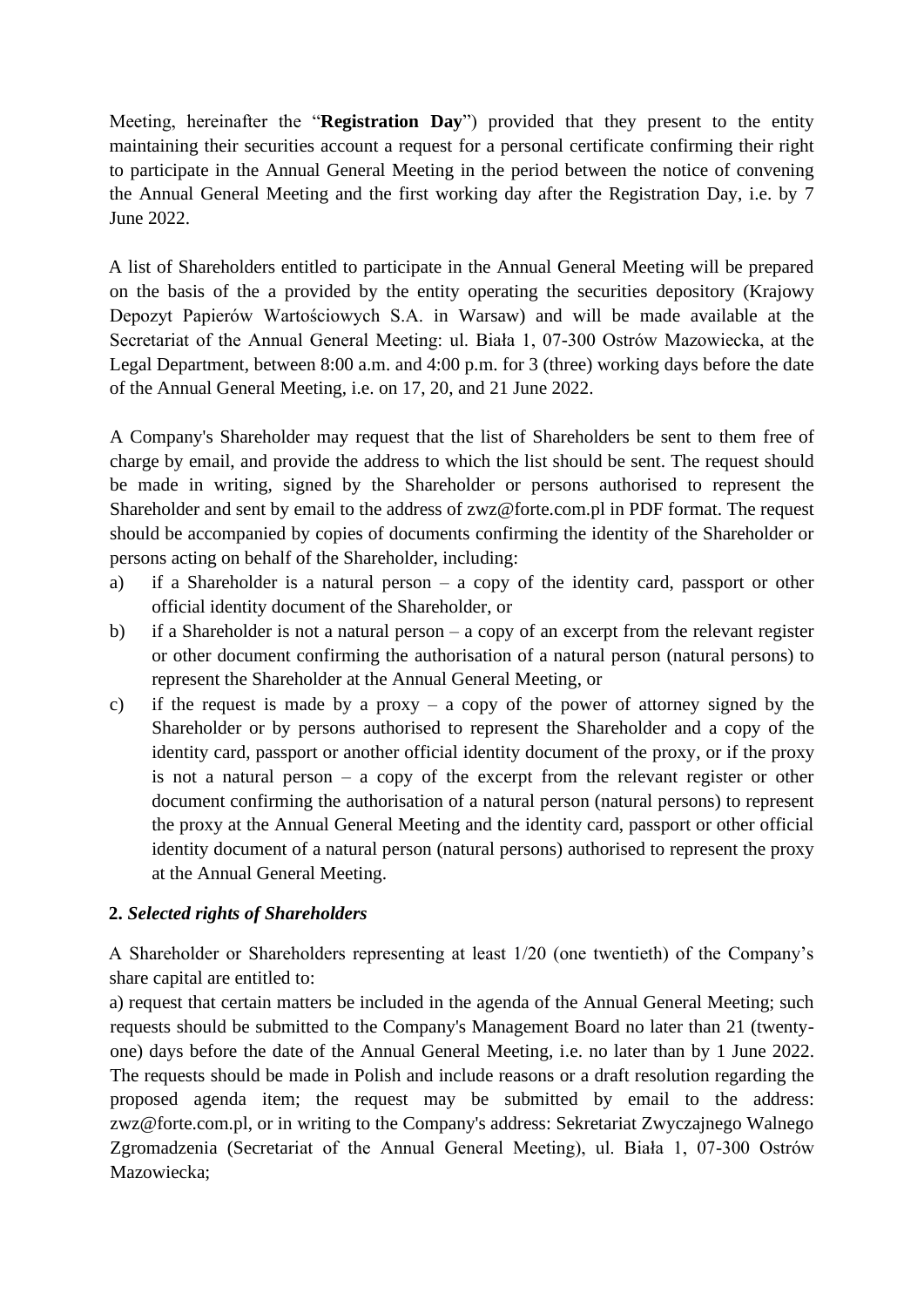Meeting, hereinafter the "**Registration Day**") provided that they present to the entity maintaining their securities account a request for a personal certificate confirming their right to participate in the Annual General Meeting in the period between the notice of convening the Annual General Meeting and the first working day after the Registration Day, i.e. by 7 June 2022.

A list of Shareholders entitled to participate in the Annual General Meeting will be prepared on the basis of the a provided by the entity operating the securities depository (Krajowy Depozyt Papierów Wartościowych S.A. in Warsaw) and will be made available at the Secretariat of the Annual General Meeting: ul. Biała 1, 07-300 Ostrów Mazowiecka, at the Legal Department, between 8:00 a.m. and 4:00 p.m. for 3 (three) working days before the date of the Annual General Meeting, i.e. on 17, 20, and 21 June 2022.

A Company's Shareholder may request that the list of Shareholders be sent to them free of charge by email, and provide the address to which the list should be sent. The request should be made in writing, signed by the Shareholder or persons authorised to represent the Shareholder and sent by email to the address of zwz@forte.com.pl in PDF format. The request should be accompanied by copies of documents confirming the identity of the Shareholder or persons acting on behalf of the Shareholder, including:

a) if a Shareholder is a natural person – a copy of the identity card, passport or other official identity document of the Shareholder, or
b) if a Shareholder is not a natural person – a copy of an excerpt from the relevant register or other document confirming the authorisation of a natural person (natural persons) to represent the Shareholder at the Annual General Meeting, or
c) if the request is made by a proxy – a copy of the power of attorney signed by the Shareholder or by persons authorised to represent the Shareholder and a copy of the identity card, passport or another official identity document of the proxy, or if the proxy is not a natural person – a copy of the excerpt from the relevant register or other document confirming the authorisation of a natural person (natural persons) to represent the proxy at the Annual General Meeting and the identity card, passport or other official identity document of a natural person (natural persons) authorised to represent the proxy at the Annual General Meeting.

**2.** ***Selected rights of Shareholders***

A Shareholder or Shareholders representing at least 1/20 (one twentieth) of the Company's share capital are entitled to:

a) request that certain matters be included in the agenda of the Annual General Meeting; such requests should be submitted to the Company's Management Board no later than 21 (twenty-one) days before the date of the Annual General Meeting, i.e. no later than by 1 June 2022. The requests should be made in Polish and include reasons or a draft resolution regarding the proposed agenda item; the request may be submitted by email to the address: zwz@forte.com.pl, or in writing to the Company's address: Sekretariat Zwyczajnego Walnego Zgromadzenia (Secretariat of the Annual General Meeting), ul. Biała 1, 07-300 Ostrów Mazowiecka;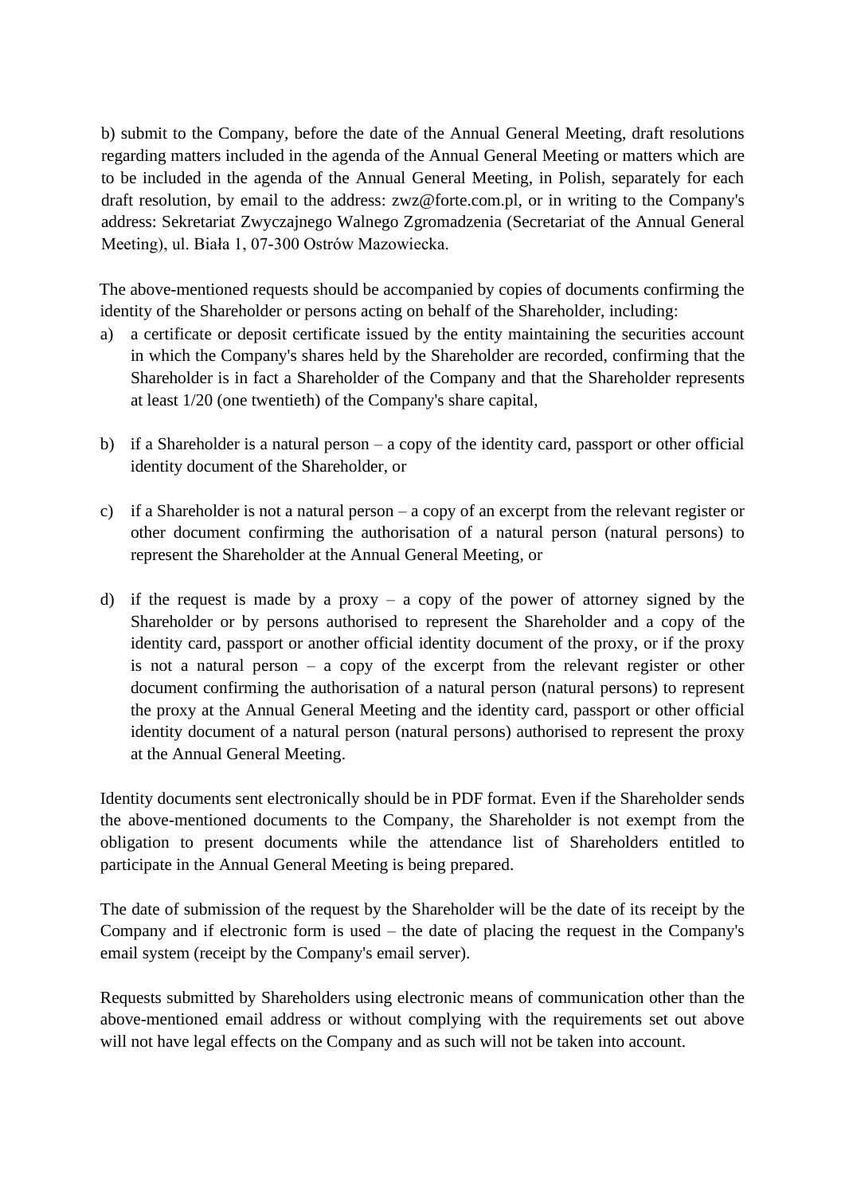b) submit to the Company, before the date of the Annual General Meeting, draft resolutions regarding matters included in the agenda of the Annual General Meeting or matters which are to be included in the agenda of the Annual General Meeting, in Polish, separately for each draft resolution, by email to the address: zwz@forte.com.pl, or in writing to the Company's address: Sekretariat Zwyczajnego Walnego Zgromadzenia (Secretariat of the Annual General Meeting), ul. Biała 1, 07-300 Ostrów Mazowiecka.

The above-mentioned requests should be accompanied by copies of documents confirming the identity of the Shareholder or persons acting on behalf of the Shareholder, including:

a) a certificate or deposit certificate issued by the entity maintaining the securities account in which the Company's shares held by the Shareholder are recorded, confirming that the Shareholder is in fact a Shareholder of the Company and that the Shareholder represents at least 1/20 (one twentieth) of the Company's share capital,

b) if a Shareholder is a natural person – a copy of the identity card, passport or other official identity document of the Shareholder, or

c) if a Shareholder is not a natural person – a copy of an excerpt from the relevant register or other document confirming the authorisation of a natural person (natural persons) to represent the Shareholder at the Annual General Meeting, or

d) if the request is made by a proxy – a copy of the power of attorney signed by the Shareholder or by persons authorised to represent the Shareholder and a copy of the identity card, passport or another official identity document of the proxy, or if the proxy is not a natural person – a copy of the excerpt from the relevant register or other document confirming the authorisation of a natural person (natural persons) to represent the proxy at the Annual General Meeting and the identity card, passport or other official identity document of a natural person (natural persons) authorised to represent the proxy at the Annual General Meeting.

Identity documents sent electronically should be in PDF format. Even if the Shareholder sends the above-mentioned documents to the Company, the Shareholder is not exempt from the obligation to present documents while the attendance list of Shareholders entitled to participate in the Annual General Meeting is being prepared.

The date of submission of the request by the Shareholder will be the date of its receipt by the Company and if electronic form is used – the date of placing the request in the Company's email system (receipt by the Company's email server).

Requests submitted by Shareholders using electronic means of communication other than the above-mentioned email address or without complying with the requirements set out above will not have legal effects on the Company and as such will not be taken into account.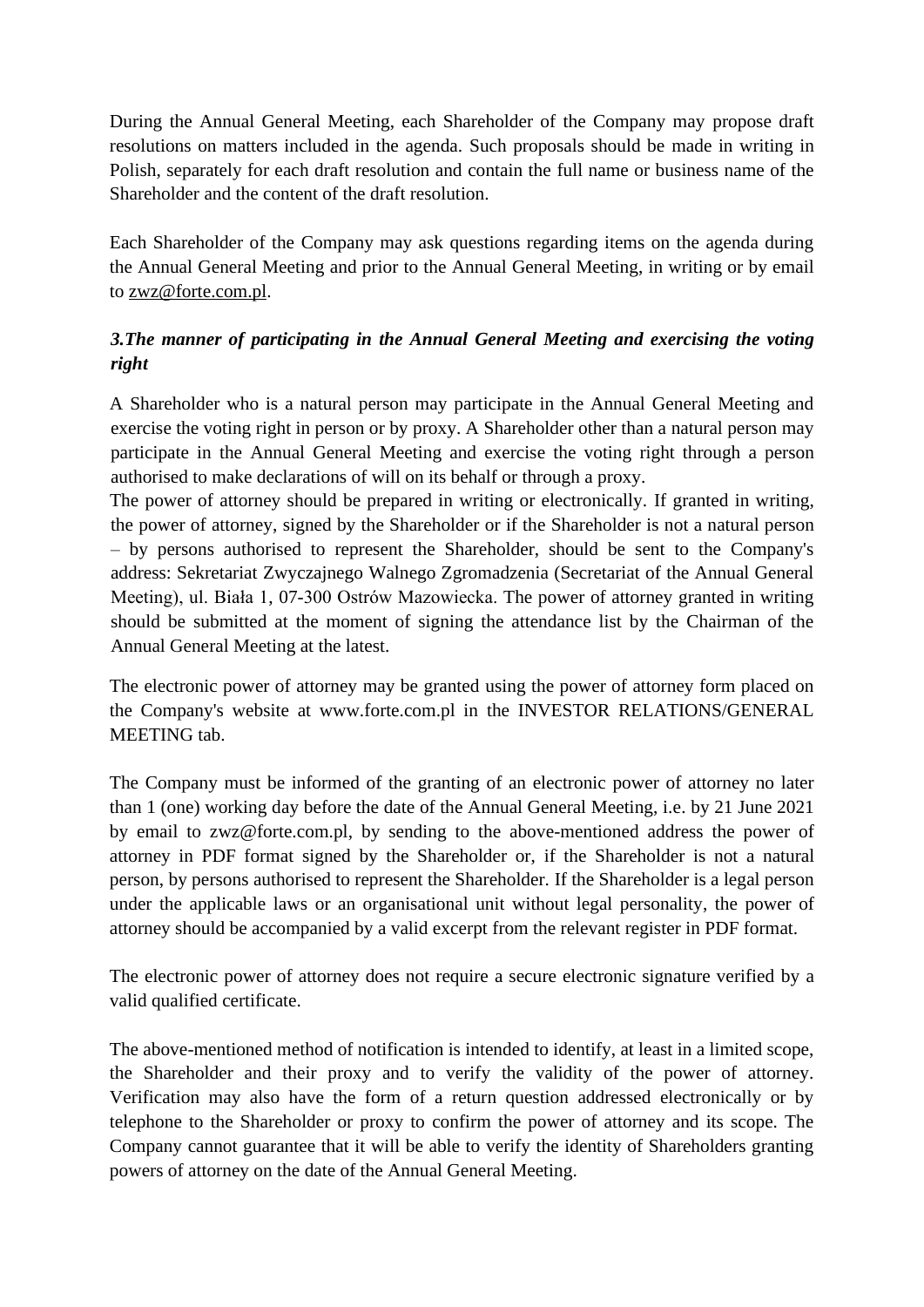During the Annual General Meeting, each Shareholder of the Company may propose draft resolutions on matters included in the agenda. Such proposals should be made in writing in Polish, separately for each draft resolution and contain the full name or business name of the Shareholder and the content of the draft resolution.

Each Shareholder of the Company may ask questions regarding items on the agenda during the Annual General Meeting and prior to the Annual General Meeting, in writing or by email to zwz@forte.com.pl.

### *3.The manner of participating in the Annual General Meeting and exercising the voting right*

A Shareholder who is a natural person may participate in the Annual General Meeting and exercise the voting right in person or by proxy. A Shareholder other than a natural person may participate in the Annual General Meeting and exercise the voting right through a person authorised to make declarations of will on its behalf or through a proxy.
The power of attorney should be prepared in writing or electronically. If granted in writing, the power of attorney, signed by the Shareholder or if the Shareholder is not a natural person – by persons authorised to represent the Shareholder, should be sent to the Company's address: Sekretariat Zwyczajnego Walnego Zgromadzenia (Secretariat of the Annual General Meeting), ul. Biała 1, 07-300 Ostrów Mazowiecka. The power of attorney granted in writing should be submitted at the moment of signing the attendance list by the Chairman of the Annual General Meeting at the latest.

The electronic power of attorney may be granted using the power of attorney form placed on the Company's website at www.forte.com.pl in the INVESTOR RELATIONS/GENERAL MEETING tab.

The Company must be informed of the granting of an electronic power of attorney no later than 1 (one) working day before the date of the Annual General Meeting, i.e. by 21 June 2021 by email to zwz@forte.com.pl, by sending to the above-mentioned address the power of attorney in PDF format signed by the Shareholder or, if the Shareholder is not a natural person, by persons authorised to represent the Shareholder. If the Shareholder is a legal person under the applicable laws or an organisational unit without legal personality, the power of attorney should be accompanied by a valid excerpt from the relevant register in PDF format.

The electronic power of attorney does not require a secure electronic signature verified by a valid qualified certificate.

The above-mentioned method of notification is intended to identify, at least in a limited scope, the Shareholder and their proxy and to verify the validity of the power of attorney. Verification may also have the form of a return question addressed electronically or by telephone to the Shareholder or proxy to confirm the power of attorney and its scope. The Company cannot guarantee that it will be able to verify the identity of Shareholders granting powers of attorney on the date of the Annual General Meeting.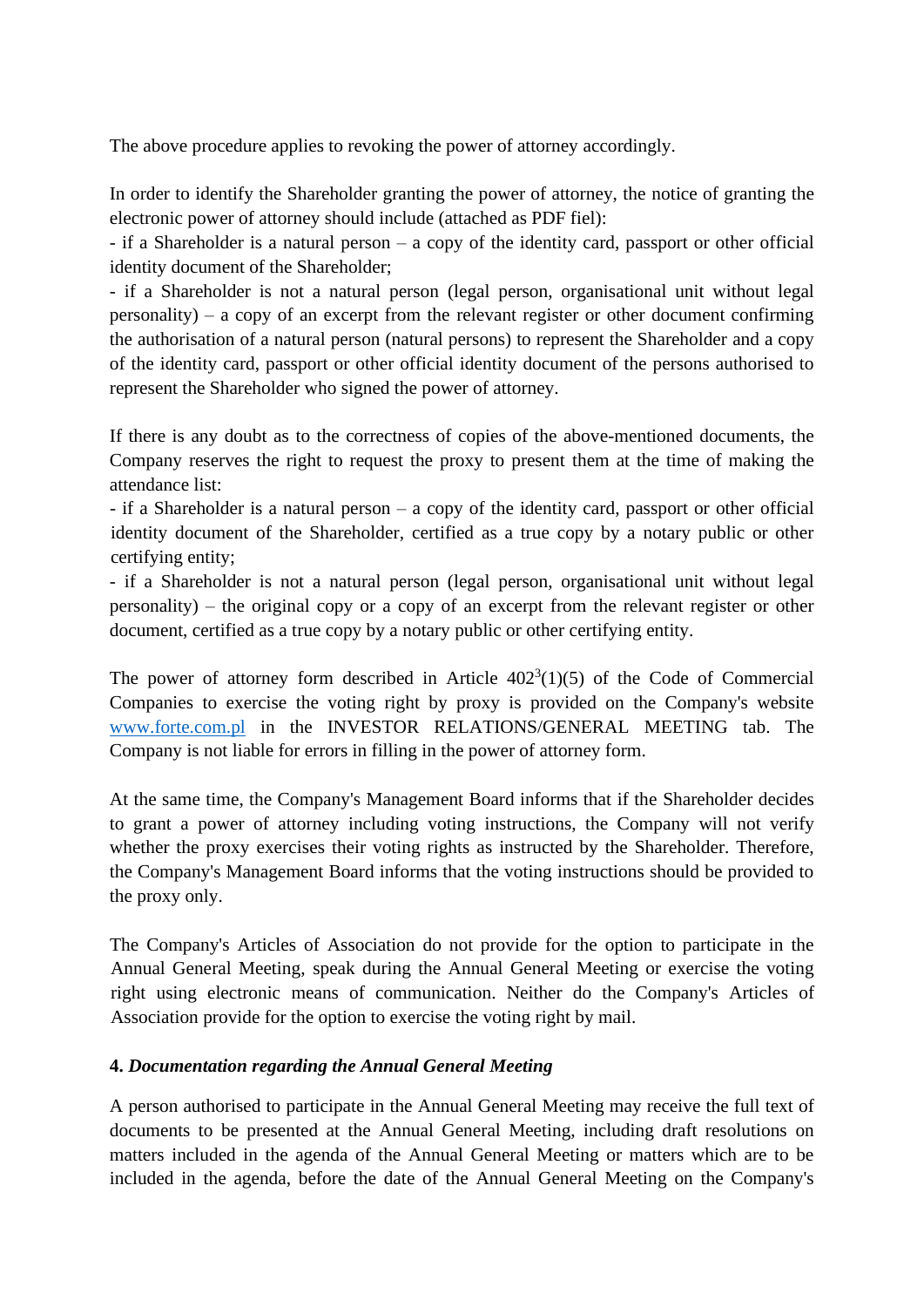The above procedure applies to revoking the power of attorney accordingly.

In order to identify the Shareholder granting the power of attorney, the notice of granting the electronic power of attorney should include (attached as PDF fiel):

- if a Shareholder is a natural person – a copy of the identity card, passport or other official identity document of the Shareholder;
- if a Shareholder is not a natural person (legal person, organisational unit without legal personality) – a copy of an excerpt from the relevant register or other document confirming the authorisation of a natural person (natural persons) to represent the Shareholder and a copy of the identity card, passport or other official identity document of the persons authorised to represent the Shareholder who signed the power of attorney.

If there is any doubt as to the correctness of copies of the above-mentioned documents, the Company reserves the right to request the proxy to present them at the time of making the attendance list:

- if a Shareholder is a natural person – a copy of the identity card, passport or other official identity document of the Shareholder, certified as a true copy by a notary public or other certifying entity;
- if a Shareholder is not a natural person (legal person, organisational unit without legal personality) – the original copy or a copy of an excerpt from the relevant register or other document, certified as a true copy by a notary public or other certifying entity.

The power of attorney form described in Article $402^3$(1)(5) of the Code of Commercial Companies to exercise the voting right by proxy is provided on the Company's website www.forte.com.pl in the INVESTOR RELATIONS/GENERAL MEETING tab. The Company is not liable for errors in filling in the power of attorney form.

At the same time, the Company's Management Board informs that if the Shareholder decides to grant a power of attorney including voting instructions, the Company will not verify whether the proxy exercises their voting rights as instructed by the Shareholder. Therefore, the Company's Management Board informs that the voting instructions should be provided to the proxy only.

The Company's Articles of Association do not provide for the option to participate in the Annual General Meeting, speak during the Annual General Meeting or exercise the voting right using electronic means of communication. Neither do the Company's Articles of Association provide for the option to exercise the voting right by mail.

**4. *Documentation regarding the Annual General Meeting***

A person authorised to participate in the Annual General Meeting may receive the full text of documents to be presented at the Annual General Meeting, including draft resolutions on matters included in the agenda of the Annual General Meeting or matters which are to be included in the agenda, before the date of the Annual General Meeting on the Company's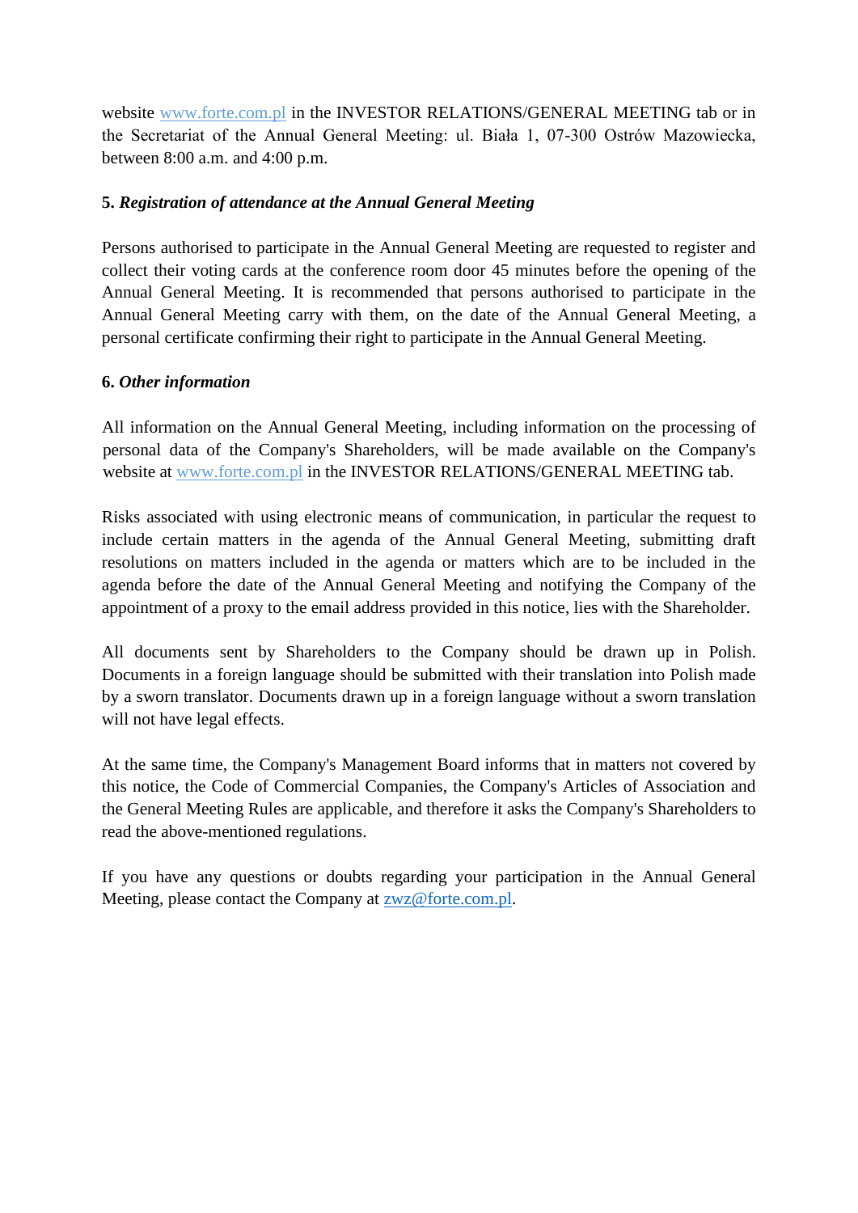website www.forte.com.pl in the INVESTOR RELATIONS/GENERAL MEETING tab or in the Secretariat of the Annual General Meeting: ul. Biała 1, 07-300 Ostrów Mazowiecka, between 8:00 a.m. and 4:00 p.m.

**5.** ***Registration of attendance at the Annual General Meeting***

Persons authorised to participate in the Annual General Meeting are requested to register and collect their voting cards at the conference room door 45 minutes before the opening of the Annual General Meeting. It is recommended that persons authorised to participate in the Annual General Meeting carry with them, on the date of the Annual General Meeting, a personal certificate confirming their right to participate in the Annual General Meeting.

**6.** ***Other information***

All information on the Annual General Meeting, including information on the processing of personal data of the Company's Shareholders, will be made available on the Company's website at www.forte.com.pl in the INVESTOR RELATIONS/GENERAL MEETING tab.

Risks associated with using electronic means of communication, in particular the request to include certain matters in the agenda of the Annual General Meeting, submitting draft resolutions on matters included in the agenda or matters which are to be included in the agenda before the date of the Annual General Meeting and notifying the Company of the appointment of a proxy to the email address provided in this notice, lies with the Shareholder.

All documents sent by Shareholders to the Company should be drawn up in Polish. Documents in a foreign language should be submitted with their translation into Polish made by a sworn translator. Documents drawn up in a foreign language without a sworn translation will not have legal effects.

At the same time, the Company's Management Board informs that in matters not covered by this notice, the Code of Commercial Companies, the Company's Articles of Association and the General Meeting Rules are applicable, and therefore it asks the Company's Shareholders to read the above-mentioned regulations.

If you have any questions or doubts regarding your participation in the Annual General Meeting, please contact the Company at zwz@forte.com.pl.